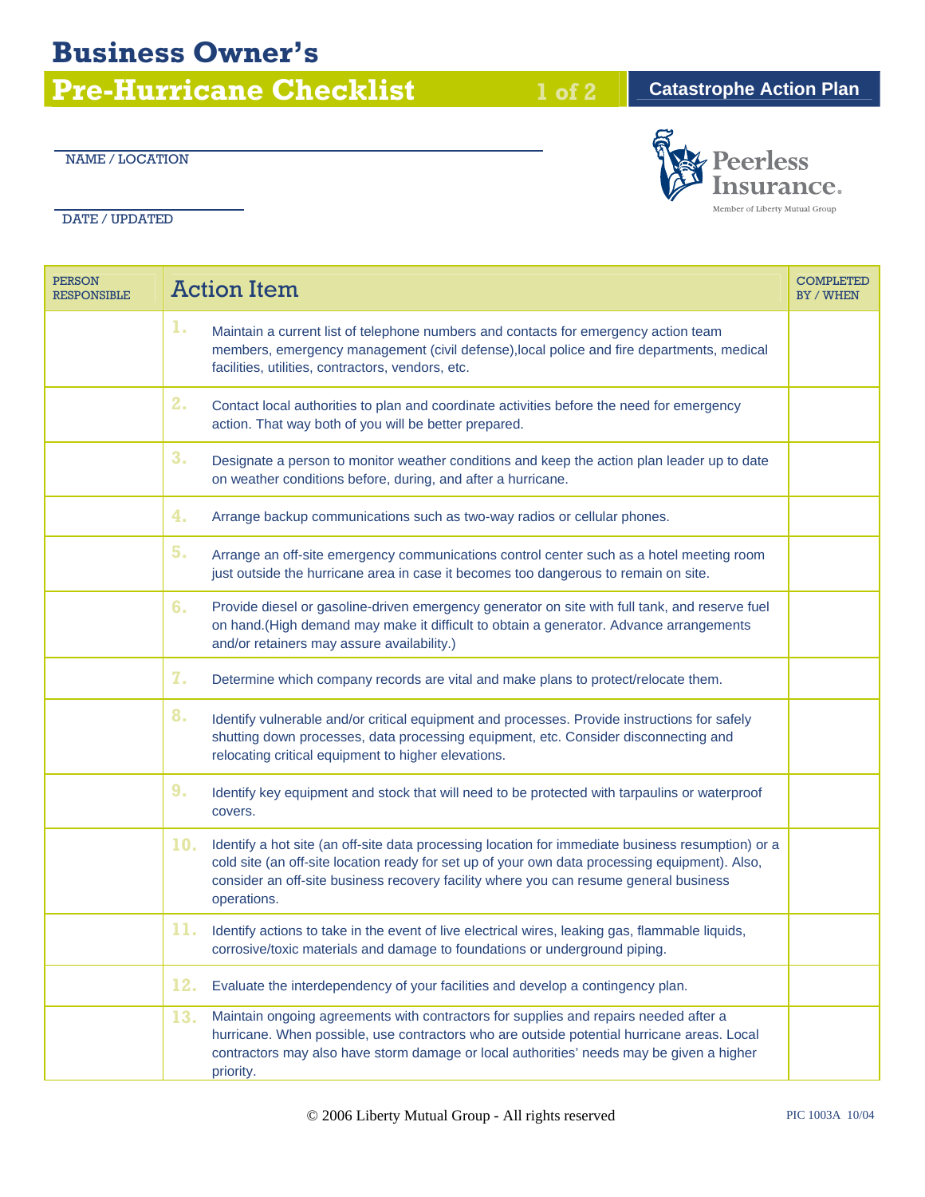# Business Owner's Pre-Hurricane Checklist

**Catastrophe Action Plan**

Peerless Insurance. Member of Liberty Mutual Group

NAME / LOCATION ______________________

DATE / UPDATED ______________________

| PERSON RESPONSIBLE | Action Item | COMPLETED BY / WHEN |
|---|---|---|
| | 1. Maintain a current list of telephone numbers and contacts for emergency action team members, emergency management (civil defense),local police and fire departments, medical facilities, utilities, contractors, vendors, etc. | |
| | 2. Contact local authorities to plan and coordinate activities before the need for emergency action. That way both of you will be better prepared. | |
| | 3. Designate a person to monitor weather conditions and keep the action plan leader up to date on weather conditions before, during, and after a hurricane. | |
| | 4. Arrange backup communications such as two-way radios or cellular phones. | |
| | 5. Arrange an off-site emergency communications control center such as a hotel meeting room just outside the hurricane area in case it becomes too dangerous to remain on site. | |
| | 6. Provide diesel or gasoline-driven emergency generator on site with full tank, and reserve fuel on hand.(High demand may make it difficult to obtain a generator. Advance arrangements and/or retainers may assure availability.) | |
| | 7. Determine which company records are vital and make plans to protect/relocate them. | |
| | 8. Identify vulnerable and/or critical equipment and processes. Provide instructions for safely shutting down processes, data processing equipment, etc. Consider disconnecting and relocating critical equipment to higher elevations. | |
| | 9. Identify key equipment and stock that will need to be protected with tarpaulins or waterproof covers. | |
| | 10. Identify a hot site (an off-site data processing location for immediate business resumption) or a cold site (an off-site location ready for set up of your own data processing equipment). Also, consider an off-site business recovery facility where you can resume general business operations. | |
| | 11. Identify actions to take in the event of live electrical wires, leaking gas, flammable liquids, corrosive/toxic materials and damage to foundations or underground piping. | |
| | 12. Evaluate the interdependency of your facilities and develop a contingency plan. | |
| | 13. Maintain ongoing agreements with contractors for supplies and repairs needed after a hurricane. When possible, use contractors who are outside potential hurricane areas. Local contractors may also have storm damage or local authorities' needs may be given a higher priority. | |

© 2006 Liberty Mutual Group - All rights reserved

PIC 1003A 10/04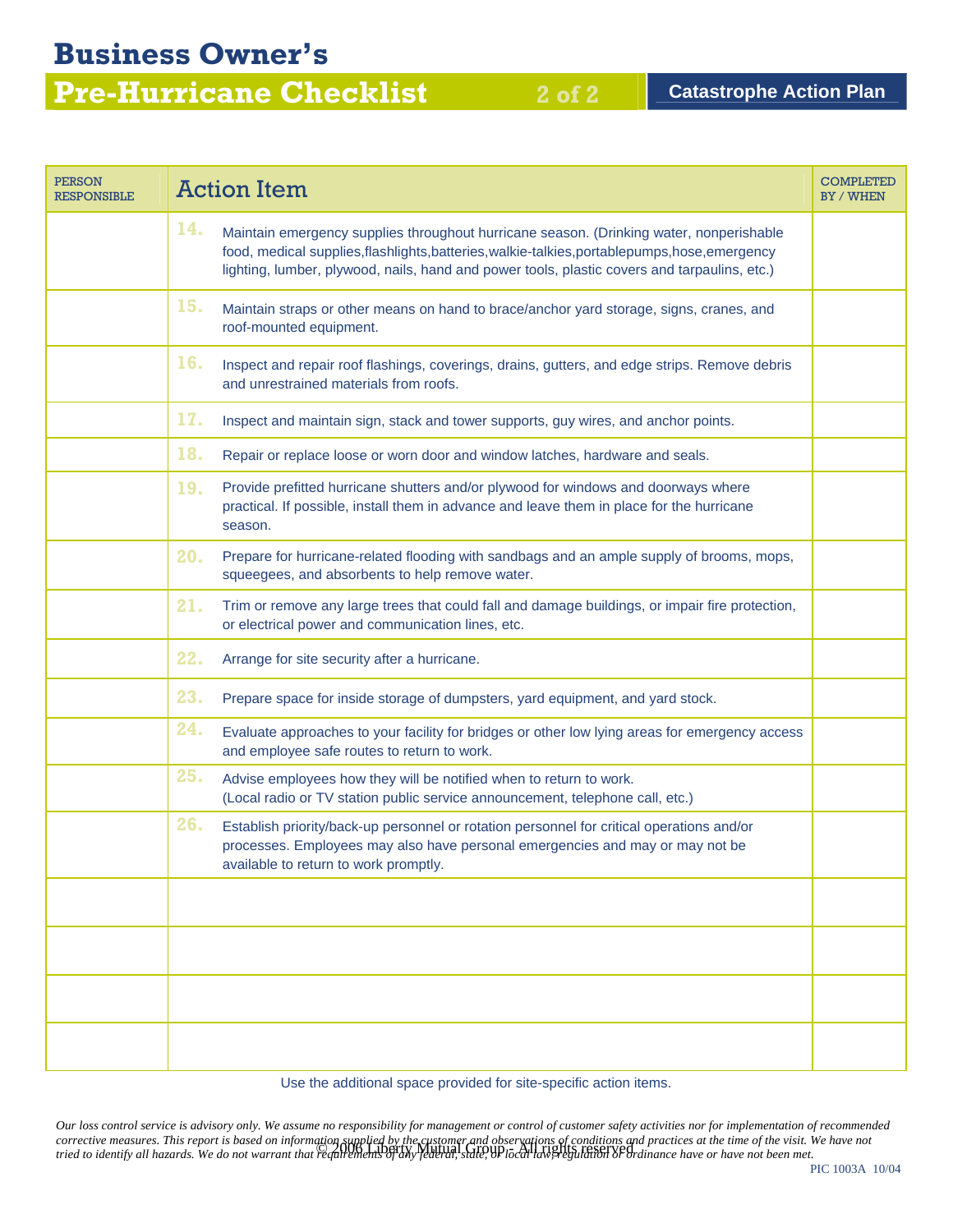# Business Owner's

# Pre-Hurricane Checklist

**Catastrophe Action Plan**

| PERSON RESPONSIBLE | Action Item | COMPLETED BY / WHEN |
|---|---|---|
| | **14.** Maintain emergency supplies throughout hurricane season. (Drinking water, nonperishable food, medical supplies,flashlights,batteries,walkie-talkies,portablepumps,hose,emergency lighting, lumber, plywood, nails, hand and power tools, plastic covers and tarpaulins, etc.) | |
| | **15.** Maintain straps or other means on hand to brace/anchor yard storage, signs, cranes, and roof-mounted equipment. | |
| | **16.** Inspect and repair roof flashings, coverings, drains, gutters, and edge strips. Remove debris and unrestrained materials from roofs. | |
| | **17.** Inspect and maintain sign, stack and tower supports, guy wires, and anchor points. | |
| | **18.** Repair or replace loose or worn door and window latches, hardware and seals. | |
| | **19.** Provide prefitted hurricane shutters and/or plywood for windows and doorways where practical. If possible, install them in advance and leave them in place for the hurricane season. | |
| | **20.** Prepare for hurricane-related flooding with sandbags and an ample supply of brooms, mops, squeegees, and absorbents to help remove water. | |
| | **21.** Trim or remove any large trees that could fall and damage buildings, or impair fire protection, or electrical power and communication lines, etc. | |
| | **22.** Arrange for site security after a hurricane. | |
| | **23.** Prepare space for inside storage of dumpsters, yard equipment, and yard stock. | |
| | **24.** Evaluate approaches to your facility for bridges or other low lying areas for emergency access and employee safe routes to return to work. | |
| | **25.** Advise employees how they will be notified when to return to work. (Local radio or TV station public service announcement, telephone call, etc.) | |
| | **26.** Establish priority/back-up personnel or rotation personnel for critical operations and/or processes. Employees may also have personal emergencies and may or may not be available to return to work promptly. | |
| | | |
| | | |
| | | |
| | | |

Use the additional space provided for site-specific action items.

*Our loss control service is advisory only. We assume no responsibility for management or control of customer safety activities nor for implementation of recommended corrective measures. This report is based on information supplied by the customer and observations of conditions and practices at the time of the visit. We have not tried to identify all hazards. We do not warrant that requirements of any federal, state, or local law, regulation or ordinance have or have not been met.*

© 2006 Liberty Mutual Group - All rights reserved

PIC 1003A 10/04